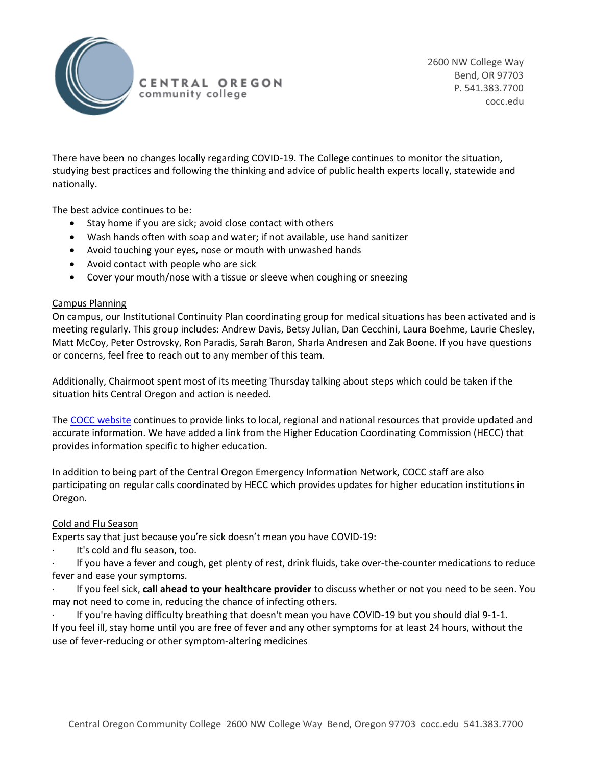CENTRAL OREGON
community college

2600 NW College Way
Bend, OR 97703
P. 541.383.7700
cocc.edu

There have been no changes locally regarding COVID-19. The College continues to monitor the situation, studying best practices and following the thinking and advice of public health experts locally, statewide and nationally.

The best advice continues to be:

- Stay home if you are sick; avoid close contact with others
- Wash hands often with soap and water; if not available, use hand sanitizer
- Avoid touching your eyes, nose or mouth with unwashed hands
- Avoid contact with people who are sick
- Cover your mouth/nose with a tissue or sleeve when coughing or sneezing

Campus Planning

On campus, our Institutional Continuity Plan coordinating group for medical situations has been activated and is meeting regularly. This group includes: Andrew Davis, Betsy Julian, Dan Cecchini, Laura Boehme, Laurie Chesley, Matt McCoy, Peter Ostrovsky, Ron Paradis, Sarah Baron, Sharla Andresen and Zak Boone. If you have questions or concerns, feel free to reach out to any member of this team.

Additionally, Chairmoot spent most of its meeting Thursday talking about steps which could be taken if the situation hits Central Oregon and action is needed.

The COCC website continues to provide links to local, regional and national resources that provide updated and accurate information. We have added a link from the Higher Education Coordinating Commission (HECC) that provides information specific to higher education.

In addition to being part of the Central Oregon Emergency Information Network, COCC staff are also participating on regular calls coordinated by HECC which provides updates for higher education institutions in Oregon.

Cold and Flu Season

Experts say that just because you're sick doesn't mean you have COVID-19:

- It's cold and flu season, too.
- If you have a fever and cough, get plenty of rest, drink fluids, take over-the-counter medications to reduce fever and ease your symptoms.
- If you feel sick, **call ahead to your healthcare provider** to discuss whether or not you need to be seen. You may not need to come in, reducing the chance of infecting others.
- If you're having difficulty breathing that doesn't mean you have COVID-19 but you should dial 9-1-1.

If you feel ill, stay home until you are free of fever and any other symptoms for at least 24 hours, without the use of fever-reducing or other symptom-altering medicines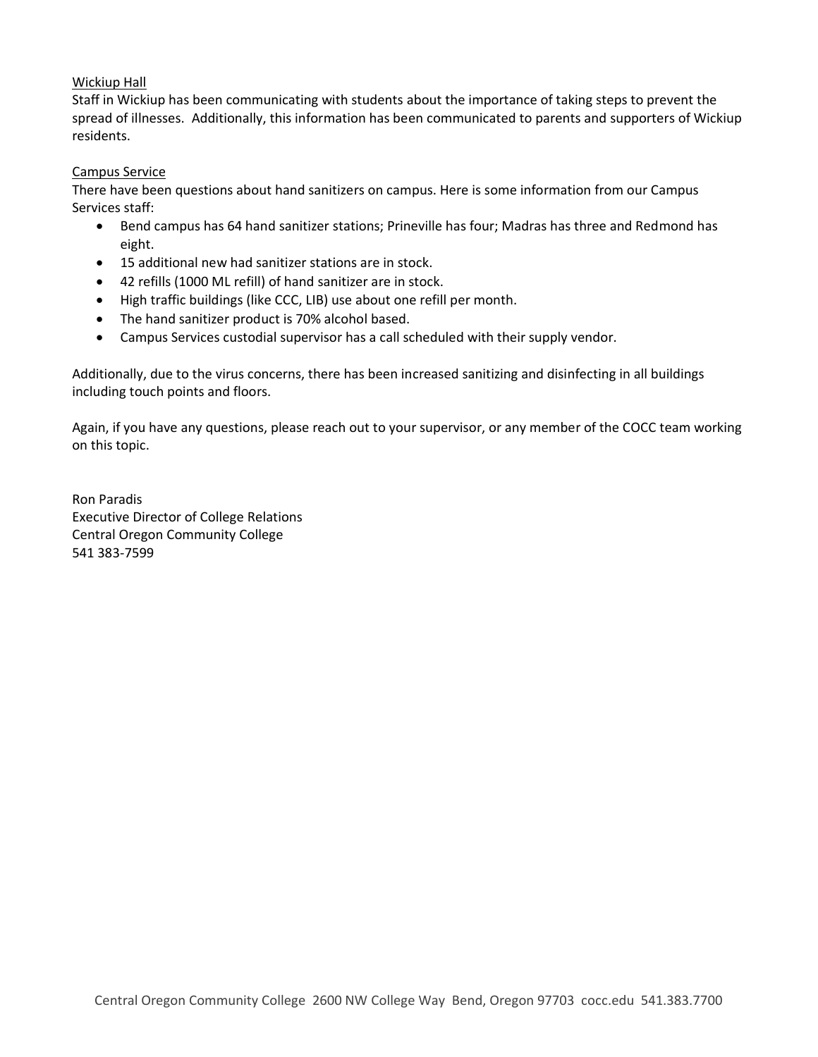Wickiup Hall

Staff in Wickiup has been communicating with students about the importance of taking steps to prevent the spread of illnesses. Additionally, this information has been communicated to parents and supporters of Wickiup residents.

Campus Service

There have been questions about hand sanitizers on campus. Here is some information from our Campus Services staff:

- Bend campus has 64 hand sanitizer stations; Prineville has four; Madras has three and Redmond has eight.
- 15 additional new had sanitizer stations are in stock.
- 42 refills (1000 ML refill) of hand sanitizer are in stock.
- High traffic buildings (like CCC, LIB) use about one refill per month.
- The hand sanitizer product is 70% alcohol based.
- Campus Services custodial supervisor has a call scheduled with their supply vendor.

Additionally, due to the virus concerns, there has been increased sanitizing and disinfecting in all buildings including touch points and floors.

Again, if you have any questions, please reach out to your supervisor, or any member of the COCC team working on this topic.

Ron Paradis
Executive Director of College Relations
Central Oregon Community College
541 383-7599

Central Oregon Community College 2600 NW College Way Bend, Oregon 97703 cocc.edu 541.383.7700